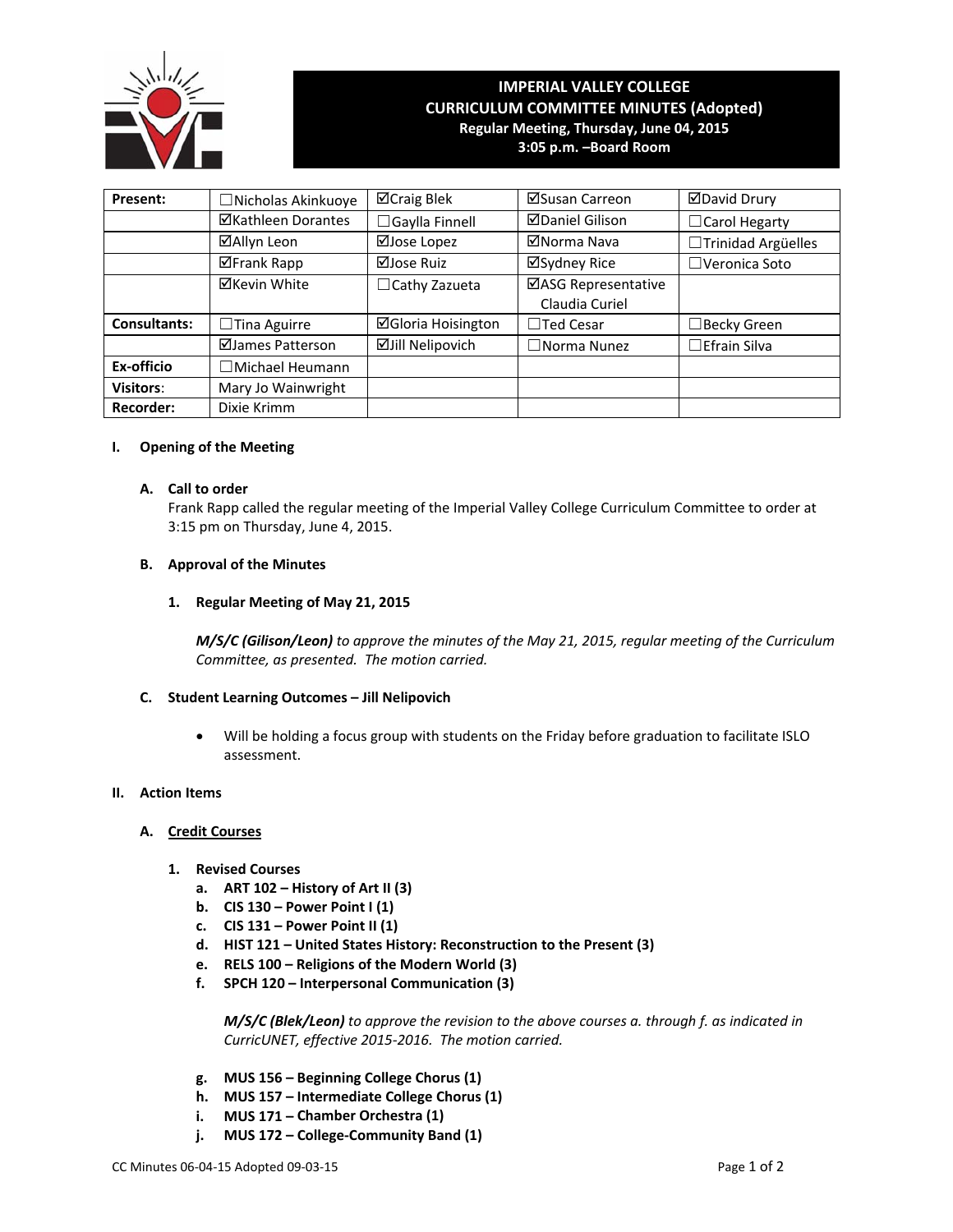# IMPERIAL VALLEY COLLEGE
## CURRICULUM COMMITTEE MINUTES (Adopted)
**Regular Meeting, Thursday, June 04, 2015**
**3:05 p.m. –Board Room**

| | | | | |
|---|---|---|---|---|
| **Present:** | ☐Nicholas Akinkuoye | ☑Craig Blek | ☑Susan Carreon | ☑David Drury |
| | ☑Kathleen Dorantes | ☐Gaylla Finnell | ☑Daniel Gilison | ☐Carol Hegarty |
| | ☑Allyn Leon | ☑Jose Lopez | ☑Norma Nava | ☐Trinidad Argüelles |
| | ☑Frank Rapp | ☑Jose Ruiz | ☑Sydney Rice | ☐Veronica Soto |
| | ☑Kevin White | ☐Cathy Zazueta | ☑ASG Representative Claudia Curiel | |
| **Consultants:** | ☐Tina Aguirre | ☑Gloria Hoisington | ☐Ted Cesar | ☐Becky Green |
| | ☑James Patterson | ☑Jill Nelipovich | ☐Norma Nunez | ☐Efrain Silva |
| **Ex-officio** | ☐Michael Heumann | | | |
| **Visitors**: | Mary Jo Wainwright | | | |
| **Recorder:** | Dixie Krimm | | | |

## I. Opening of the Meeting

### A. Call to order

Frank Rapp called the regular meeting of the Imperial Valley College Curriculum Committee to order at 3:15 pm on Thursday, June 4, 2015.

### B. Approval of the Minutes

#### 1. Regular Meeting of May 21, 2015

***M/S/C (Gilison/Leon)*** *to approve the minutes of the May 21, 2015, regular meeting of the Curriculum Committee, as presented. The motion carried.*

### C. Student Learning Outcomes – Jill Nelipovich

- Will be holding a focus group with students on the Friday before graduation to facilitate ISLO assessment.

## II. Action Items

### A. Credit Courses

#### 1. Revised Courses

a. **ART 102 – History of Art II (3)**
b. **CIS 130 – Power Point I (1)**
c. **CIS 131 – Power Point II (1)**
d. **HIST 121 – United States History: Reconstruction to the Present (3)**
e. **RELS 100 – Religions of the Modern World (3)**
f. **SPCH 120 – Interpersonal Communication (3)**

***M/S/C (Blek/Leon)*** *to approve the revision to the above courses a. through f. as indicated in CurricUNET, effective 2015-2016. The motion carried.*

g. **MUS 156 – Beginning College Chorus (1)**
h. **MUS 157 – Intermediate College Chorus (1)**
i. **MUS 171 – Chamber Orchestra (1)**
j. **MUS 172 – College-Community Band (1)**

CC Minutes 06-04-15 Adopted 09-03-15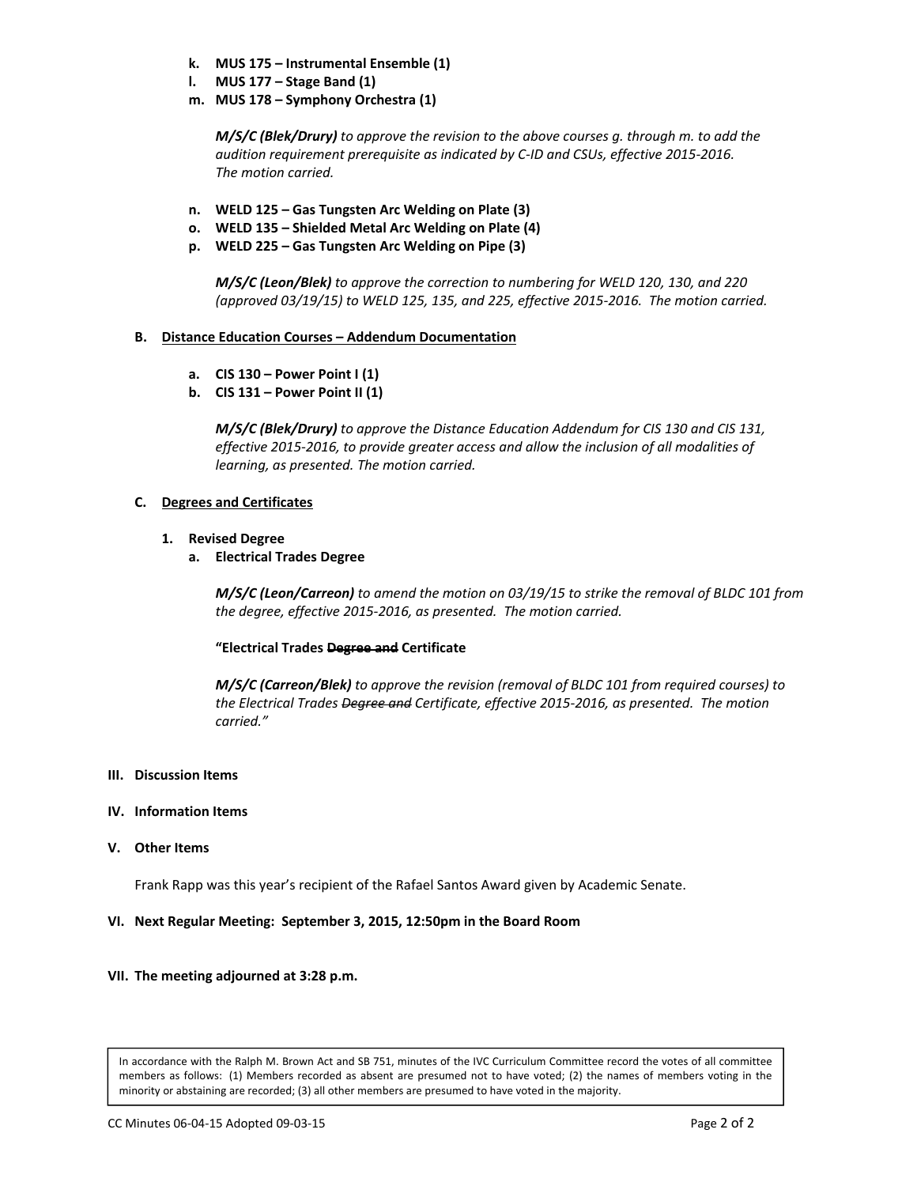- **k. MUS 175 – Instrumental Ensemble (1)**
- **l. MUS 177 – Stage Band (1)**
- **m. MUS 178 – Symphony Orchestra (1)**

  ***M/S/C (Blek/Drury)*** *to approve the revision to the above courses g. through m. to add the audition requirement prerequisite as indicated by C-ID and CSUs, effective 2015-2016. The motion carried.*

- **n. WELD 125 – Gas Tungsten Arc Welding on Plate (3)**
- **o. WELD 135 – Shielded Metal Arc Welding on Plate (4)**
- **p. WELD 225 – Gas Tungsten Arc Welding on Pipe (3)**

  ***M/S/C (Leon/Blek)*** *to approve the correction to numbering for WELD 120, 130, and 220 (approved 03/19/15) to WELD 125, 135, and 225, effective 2015-2016. The motion carried.*

### B. Distance Education Courses – Addendum Documentation

- **a. CIS 130 – Power Point I (1)**
- **b. CIS 131 – Power Point II (1)**

  ***M/S/C (Blek/Drury)*** *to approve the Distance Education Addendum for CIS 130 and CIS 131, effective 2015-2016, to provide greater access and allow the inclusion of all modalities of learning, as presented. The motion carried.*

### C. Degrees and Certificates

**1. Revised Degree**

**a. Electrical Trades Degree**

***M/S/C (Leon/Carreon)*** *to amend the motion on 03/19/15 to strike the removal of BLDC 101 from the degree, effective 2015-2016, as presented. The motion carried.*

**"Electrical Trades ~~Degree and~~ Certificate**

***M/S/C (Carreon/Blek)*** *to approve the revision (removal of BLDC 101 from required courses) to the Electrical Trades ~~Degree and~~ Certificate, effective 2015-2016, as presented. The motion carried."*

## III. Discussion Items

## IV. Information Items

## V. Other Items

Frank Rapp was this year's recipient of the Rafael Santos Award given by Academic Senate.

## VI. Next Regular Meeting: September 3, 2015, 12:50pm in the Board Room

## VII. The meeting adjourned at 3:28 p.m.

In accordance with the Ralph M. Brown Act and SB 751, minutes of the IVC Curriculum Committee record the votes of all committee members as follows: (1) Members recorded as absent are presumed not to have voted; (2) the names of members voting in the minority or abstaining are recorded; (3) all other members are presumed to have voted in the majority.